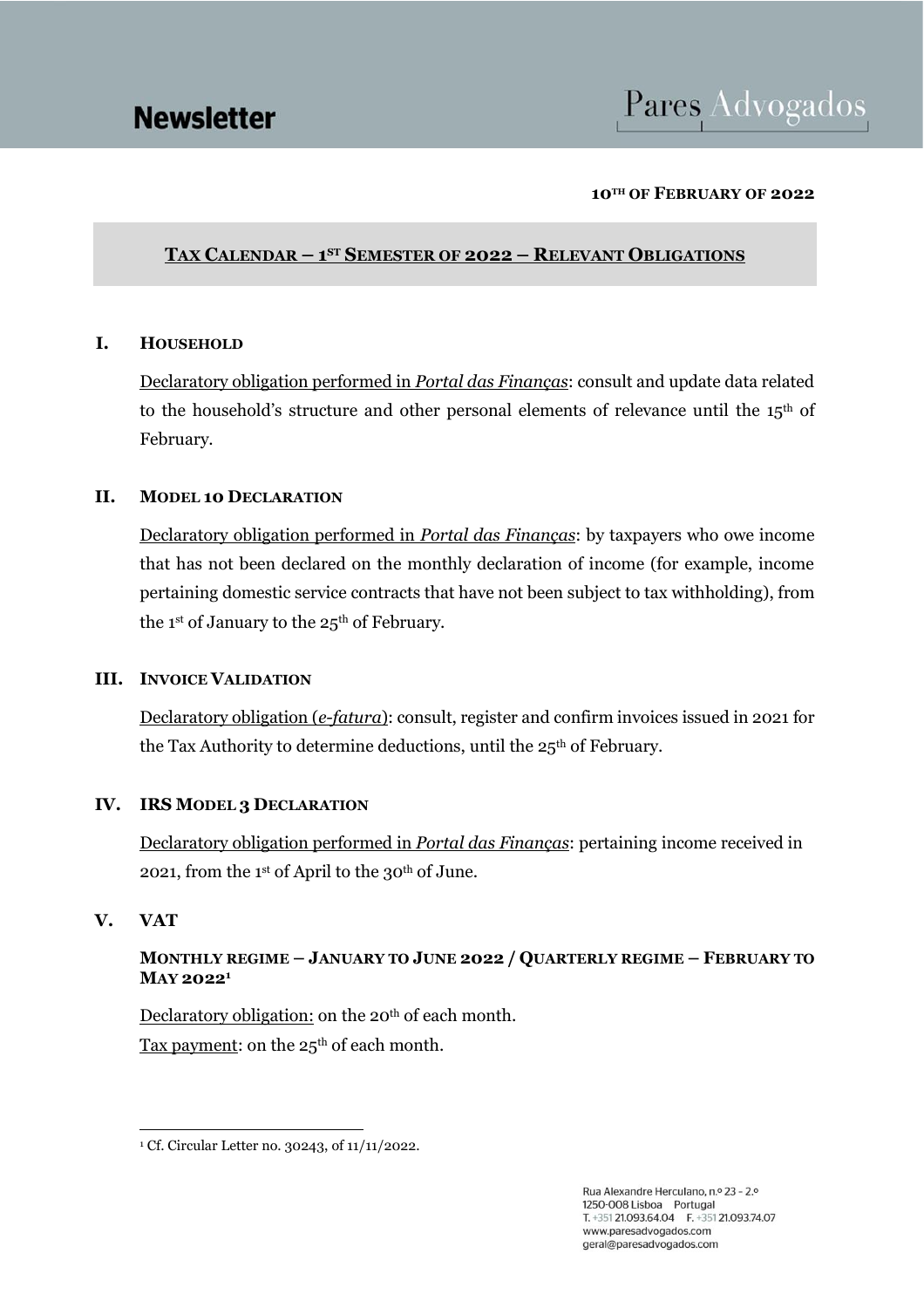**Newsletter**

**10TH OF FEBRUARY OF 2022**

## TAX CALENDAR – 1ST SEMESTER OF 2022 – RELEVANT OBLIGATIONS

### I. HOUSEHOLD

Declaratory obligation performed in *Portal das Finanças*: consult and update data related to the household's structure and other personal elements of relevance until the 15th of February.

### II. MODEL 10 DECLARATION

Declaratory obligation performed in *Portal das Finanças*: by taxpayers who owe income that has not been declared on the monthly declaration of income (for example, income pertaining domestic service contracts that have not been subject to tax withholding), from the 1st of January to the 25th of February.

### III. INVOICE VALIDATION

Declaratory obligation (*e-fatura*): consult, register and confirm invoices issued in 2021 for the Tax Authority to determine deductions, until the 25th of February.

### IV. IRS MODEL 3 DECLARATION

Declaratory obligation performed in *Portal das Finanças*: pertaining income received in 2021, from the 1st of April to the 30th of June.

### V. VAT

**MONTHLY REGIME – JANUARY TO JUNE 2022 / QUARTERLY REGIME – FEBRUARY TO MAY 2022[1]**

Declaratory obligation: on the 20th of each month.

Tax payment: on the 25th of each month.

[1] Cf. Circular Letter no. 30243, of 11/11/2022.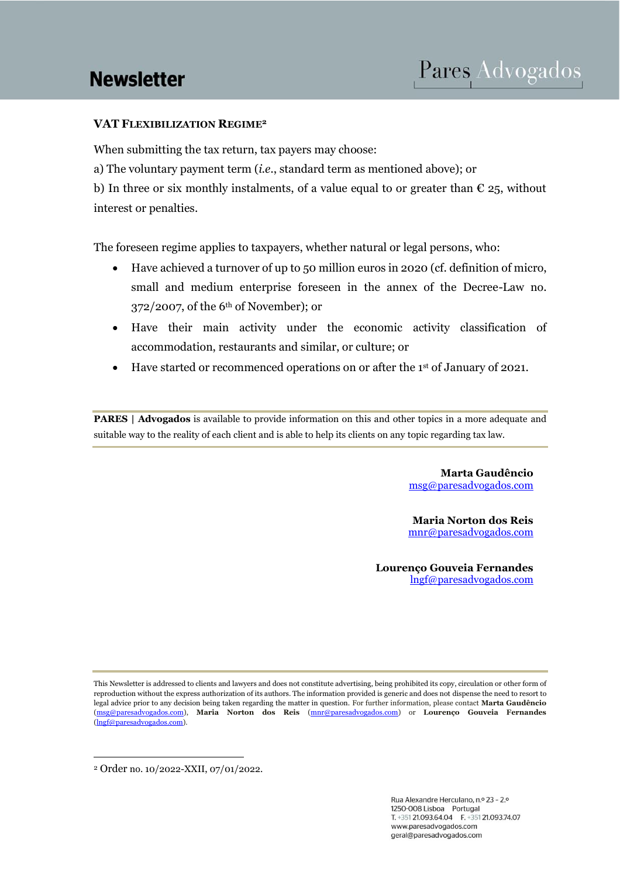### VAT FLEXIBILIZATION REGIME[2]

When submitting the tax return, tax payers may choose:

a) The voluntary payment term (*i.e.*, standard term as mentioned above); or

b) In three or six monthly instalments, of a value equal to or greater than € 25, without interest or penalties.

The foreseen regime applies to taxpayers, whether natural or legal persons, who:

- Have achieved a turnover of up to 50 million euros in 2020 (cf. definition of micro, small and medium enterprise foreseen in the annex of the Decree-Law no. 372/2007, of the 6th of November); or
- Have their main activity under the economic activity classification of accommodation, restaurants and similar, or culture; or
- Have started or recommenced operations on or after the 1st of January of 2021.

---

**PARES | Advogados** is available to provide information on this and other topics in a more adequate and suitable way to the reality of each client and is able to help its clients on any topic regarding tax law.

---

**Marta Gaudêncio**
msg@paresadvogados.com

**Maria Norton dos Reis**
mnr@paresadvogados.com

**Lourenço Gouveia Fernandes**
lngf@paresadvogados.com

---

This Newsletter is addressed to clients and lawyers and does not constitute advertising, being prohibited its copy, circulation or other form of reproduction without the express authorization of its authors. The information provided is generic and does not dispense the need to resort to legal advice prior to any decision being taken regarding the matter in question. For further information, please contact **Marta Gaudêncio** (msg@paresadvogados.com), **Maria Norton dos Reis** (mnr@paresadvogados.com) or **Lourenço Gouveia Fernandes** (lngf@paresadvogados.com).

[2] Order no. 10/2022-XXII, 07/01/2022.

Rua Alexandre Herculano, n.º 23 - 2.º
1250-008 Lisboa Portugal
T. +351 21.093.64.04 F. +351 21.093.74.07
www.paresadvogados.com
geral@paresadvogados.com